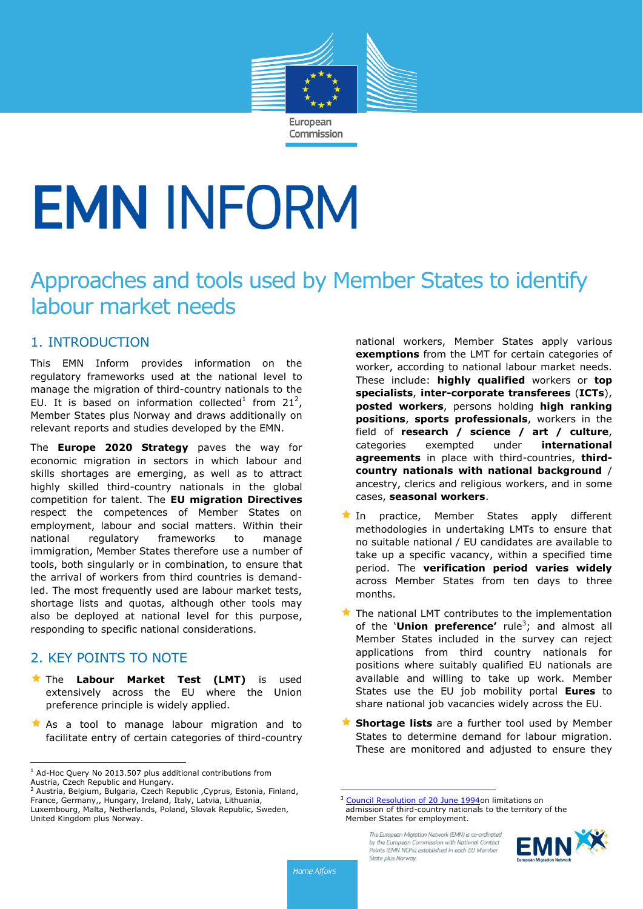# EMN INFORM

## Approaches and tools used by Member States to identify labour market needs

### 1. INTRODUCTION

This EMN Inform provides information on the regulatory frameworks used at the national level to manage the migration of third-country nationals to the EU. It is based on information collected[1] from 21[2], Member States plus Norway and draws additionally on relevant reports and studies developed by the EMN.

The **Europe 2020 Strategy** paves the way for economic migration in sectors in which labour and skills shortages are emerging, as well as to attract highly skilled third-country nationals in the global competition for talent. The **EU migration Directives** respect the competences of Member States on employment, labour and social matters. Within their national regulatory frameworks to manage immigration, Member States therefore use a number of tools, both singularly or in combination, to ensure that the arrival of workers from third countries is demand-led. The most frequently used are labour market tests, shortage lists and quotas, although other tools may also be deployed at national level for this purpose, responding to specific national considerations.

### 2. KEY POINTS TO NOTE

- The **Labour Market Test (LMT)** is used extensively across the EU where the Union preference principle is widely applied.
- As a tool to manage labour migration and to facilitate entry of certain categories of third-country national workers, Member States apply various **exemptions** from the LMT for certain categories of worker, according to national labour market needs. These include: **highly qualified** workers or **top specialists**, **inter-corporate transferees** (**ICTs**), **posted workers**, persons holding **high ranking positions**, **sports professionals**, workers in the field of **research / science / art / culture**, categories exempted under **international agreements** in place with third-countries, **third-country nationals with national background** / ancestry, clerics and religious workers, and in some cases, **seasonal workers**.
- In practice, Member States apply different methodologies in undertaking LMTs to ensure that no suitable national / EU candidates are available to take up a specific vacancy, within a specified time period. The **verification period varies widely** across Member States from ten days to three months.
- The national LMT contributes to the implementation of the '**Union preference'** rule[3]; and almost all Member States included in the survey can reject applications from third country nationals for positions where suitably qualified EU nationals are available and willing to take up work. Member States use the EU job mobility portal **Eures** to share national job vacancies widely across the EU.
- **Shortage lists** are a further tool used by Member States to determine demand for labour migration. These are monitored and adjusted to ensure they

[1] Ad-Hoc Query No 2013.507 plus additional contributions from Austria, Czech Republic and Hungary.

[2] Austria, Belgium, Bulgaria, Czech Republic ,Cyprus, Estonia, Finland, France, Germany,, Hungary, Ireland, Italy, Latvia, Lithuania, Luxembourg, Malta, Netherlands, Poland, Slovak Republic, Sweden, United Kingdom plus Norway.

[3] Council Resolution of 20 June 1994on limitations on admission of third-country nationals to the territory of the Member States for employment.

The European Migration Network (EMN) is co-ordinated by the European Commission with National Contact Points (EMN NCPs) established in each EU Member State plus Norway.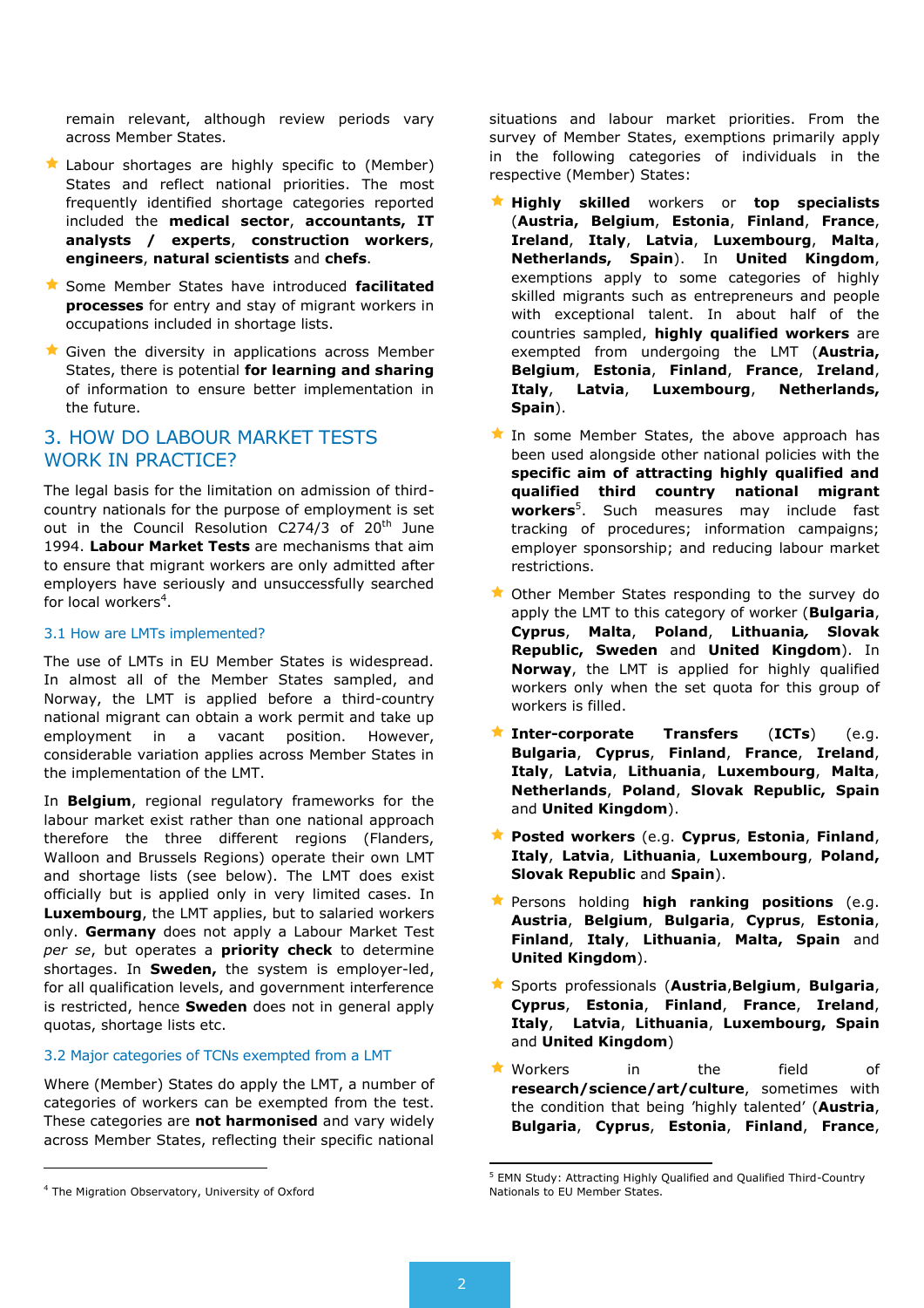remain relevant, although review periods vary across Member States.

- Labour shortages are highly specific to (Member) States and reflect national priorities. The most frequently identified shortage categories reported included the **medical sector**, **accountants, IT analysts / experts**, **construction workers**, **engineers**, **natural scientists** and **chefs**.
- Some Member States have introduced **facilitated processes** for entry and stay of migrant workers in occupations included in shortage lists.
- Given the diversity in applications across Member States, there is potential **for learning and sharing** of information to ensure better implementation in the future.

## 3. HOW DO LABOUR MARKET TESTS WORK IN PRACTICE?

The legal basis for the limitation on admission of third-country nationals for the purpose of employment is set out in the Council Resolution C274/3 of 20th June 1994. **Labour Market Tests** are mechanisms that aim to ensure that migrant workers are only admitted after employers have seriously and unsuccessfully searched for local workers[4].

### 3.1 How are LMTs implemented?

The use of LMTs in EU Member States is widespread. In almost all of the Member States sampled, and Norway, the LMT is applied before a third-country national migrant can obtain a work permit and take up employment in a vacant position. However, considerable variation applies across Member States in the implementation of the LMT.

In **Belgium**, regional regulatory frameworks for the labour market exist rather than one national approach therefore the three different regions (Flanders, Walloon and Brussels Regions) operate their own LMT and shortage lists (see below). The LMT does exist officially but is applied only in very limited cases. In **Luxembourg**, the LMT applies, but to salaried workers only. **Germany** does not apply a Labour Market Test *per se*, but operates a **priority check** to determine shortages. In **Sweden,** the system is employer-led, for all qualification levels, and government interference is restricted, hence **Sweden** does not in general apply quotas, shortage lists etc.

### 3.2 Major categories of TCNs exempted from a LMT

Where (Member) States do apply the LMT, a number of categories of workers can be exempted from the test. These categories are **not harmonised** and vary widely across Member States, reflecting their specific national situations and labour market priorities. From the survey of Member States, exemptions primarily apply in the following categories of individuals in the respective (Member) States:

- **Highly skilled** workers or **top specialists** (**Austria, Belgium**, **Estonia**, **Finland**, **France**, **Ireland**, **Italy**, **Latvia**, **Luxembourg**, **Malta**, **Netherlands, Spain**). In **United Kingdom**, exemptions apply to some categories of highly skilled migrants such as entrepreneurs and people with exceptional talent. In about half of the countries sampled, **highly qualified workers** are exempted from undergoing the LMT (**Austria, Belgium**, **Estonia**, **Finland**, **France**, **Ireland**, **Italy**, **Latvia**, **Luxembourg**, **Netherlands, Spain**).
- In some Member States, the above approach has been used alongside other national policies with the **specific aim of attracting highly qualified and qualified third country national migrant workers**[5]. Such measures may include fast tracking of procedures; information campaigns; employer sponsorship; and reducing labour market restrictions.
- Other Member States responding to the survey do apply the LMT to this category of worker (**Bulgaria**, **Cyprus**, **Malta**, **Poland**, **Lithuania, Slovak Republic, Sweden** and **United Kingdom**). In **Norway**, the LMT is applied for highly qualified workers only when the set quota for this group of workers is filled.
- **Inter-corporate Transfers** (**ICTs**) (e.g. **Bulgaria**, **Cyprus**, **Finland**, **France**, **Ireland**, **Italy**, **Latvia**, **Lithuania**, **Luxembourg**, **Malta**, **Netherlands**, **Poland**, **Slovak Republic, Spain** and **United Kingdom**).
- **Posted workers** (e.g. **Cyprus**, **Estonia**, **Finland**, **Italy**, **Latvia**, **Lithuania**, **Luxembourg**, **Poland, Slovak Republic** and **Spain**).
- Persons holding **high ranking positions** (e.g. **Austria**, **Belgium**, **Bulgaria**, **Cyprus**, **Estonia**, **Finland**, **Italy**, **Lithuania**, **Malta, Spain** and **United Kingdom**).
- Sports professionals (**Austria**,**Belgium**, **Bulgaria**, **Cyprus**, **Estonia**, **France**, **Ireland**, **Italy**, **Latvia**, **Lithuania**, **Luxembourg, Spain** and **United Kingdom**)
- Workers in the field of **research/science/art/culture**, sometimes with the condition that being 'highly talented' (**Austria**, **Bulgaria**, **Cyprus**, **Estonia**, **Finland**, **France**,

[4] The Migration Observatory, University of Oxford

[5] EMN Study: Attracting Highly Qualified and Qualified Third-Country Nationals to EU Member States.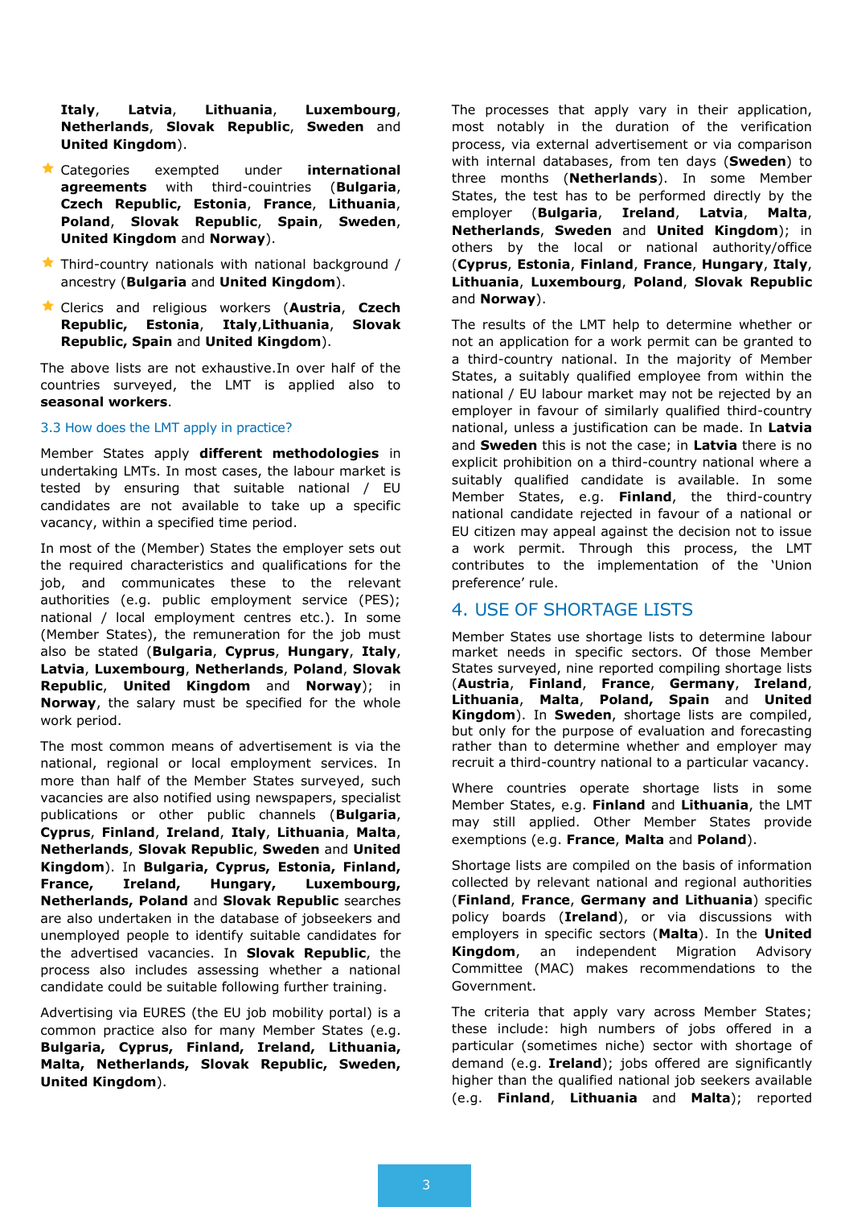**Italy**, **Latvia**, **Lithuania**, **Luxembourg**, **Netherlands**, **Slovak Republic**, **Sweden** and **United Kingdom**).

- Categories exempted under **international agreements** with third-coiuntries (**Bulgaria**, **Czech Republic**, **Estonia**, **France**, **Lithuania**, **Poland**, **Slovak Republic**, **Spain**, **Sweden**, **United Kingdom** and **Norway**).
- Third-country nationals with national background / ancestry (**Bulgaria** and **United Kingdom**).
- Clerics and religious workers (**Austria**, **Czech Republic**, **Estonia**, **Italy**,**Lithuania**, **Slovak Republic, Spain** and **United Kingdom**).

The above lists are not exhaustive.In over half of the countries surveyed, the LMT is applied also to **seasonal workers**.

### 3.3 How does the LMT apply in practice?

Member States apply **different methodologies** in undertaking LMTs. In most cases, the labour market is tested by ensuring that suitable national / EU candidates are not available to take up a specific vacancy, within a specified time period.

In most of the (Member) States the employer sets out the required characteristics and qualifications for the job, and communicates these to the relevant authorities (e.g. public employment service (PES); national / local employment centres etc.). In some (Member States), the remuneration for the job must also be stated (**Bulgaria**, **Cyprus**, **Hungary**, **Italy**, **Latvia**, **Luxembourg**, **Netherlands**, **Poland**, **Slovak Republic**, **United Kingdom** and **Norway**); in **Norway**, the salary must be specified for the whole work period.

The most common means of advertisement is via the national, regional or local employment services. In more than half of the Member States surveyed, such vacancies are also notified using newspapers, specialist publications or other public channels (**Bulgaria**, **Cyprus**, **Finland**, **Ireland**, **Italy**, **Lithuania**, **Malta**, **Netherlands**, **Slovak Republic**, **Sweden** and **United Kingdom**). In **Bulgaria, Cyprus, Estonia, Finland, France, Ireland, Hungary, Luxembourg, Netherlands, Poland** and **Slovak Republic** searches are also undertaken in the database of jobseekers and unemployed people to identify suitable candidates for the advertised vacancies. In **Slovak Republic**, the process also includes assessing whether a national candidate could be suitable following further training.

Advertising via EURES (the EU job mobility portal) is a common practice also for many Member States (e.g. **Bulgaria, Cyprus, Finland, Ireland, Lithuania, Malta, Netherlands, Slovak Republic, Sweden, United Kingdom**).

The processes that apply vary in their application, most notably in the duration of the verification process, via external advertisement or via comparison with internal databases, from ten days (**Sweden**) to three months (**Netherlands**). In some Member States, the test has to be performed directly by the employer (**Bulgaria**, **Ireland**, **Latvia**, **Malta**, **Netherlands**, **Sweden** and **United Kingdom**); in others by the local or national authority/office (**Cyprus**, **Estonia**, **Finland**, **France**, **Hungary**, **Italy**, **Lithuania**, **Luxembourg**, **Poland**, **Slovak Republic** and **Norway**).

The results of the LMT help to determine whether or not an application for a work permit can be granted to a third-country national. In the majority of Member States, a suitably qualified employee from within the national / EU labour market may not be rejected by an employer in favour of similarly qualified third-country national, unless a justification can be made. In **Latvia** and **Sweden** this is not the case; in **Latvia** there is no explicit prohibition on a third-country national where a suitably qualified candidate is available. In some Member States, e.g. **Finland**, the third-country national candidate rejected in favour of a national or EU citizen may appeal against the decision not to issue a work permit. Through this process, the LMT contributes to the implementation of the 'Union preference' rule.

## 4. USE OF SHORTAGE LISTS

Member States use shortage lists to determine labour market needs in specific sectors. Of those Member States surveyed, nine reported compiling shortage lists (**Austria**, **Finland**, **France**, **Germany**, **Ireland**, **Lithuania**, **Malta**, **Poland**, **Spain** and **United Kingdom**). In **Sweden**, shortage lists are compiled, but only for the purpose of evaluation and forecasting rather than to determine whether and employer may recruit a third-country national to a particular vacancy.

Where countries operate shortage lists in some Member States, e.g. **Finland** and **Lithuania**, the LMT may still applied. Other Member States provide exemptions (e.g. **France**, **Malta** and **Poland**).

Shortage lists are compiled on the basis of information collected by relevant national and regional authorities (**Finland**, **France**, **Germany and Lithuania**) specific policy boards (**Ireland**), or via discussions with employers in specific sectors (**Malta**). In the **United Kingdom**, an independent Migration Advisory Committee (MAC) makes recommendations to the Government.

The criteria that apply vary across Member States; these include: high numbers of jobs offered in a particular (sometimes niche) sector with shortage of demand (e.g. **Ireland**); jobs offered are significantly higher than the qualified national job seekers available (e.g. **Finland**, **Lithuania** and **Malta**); reported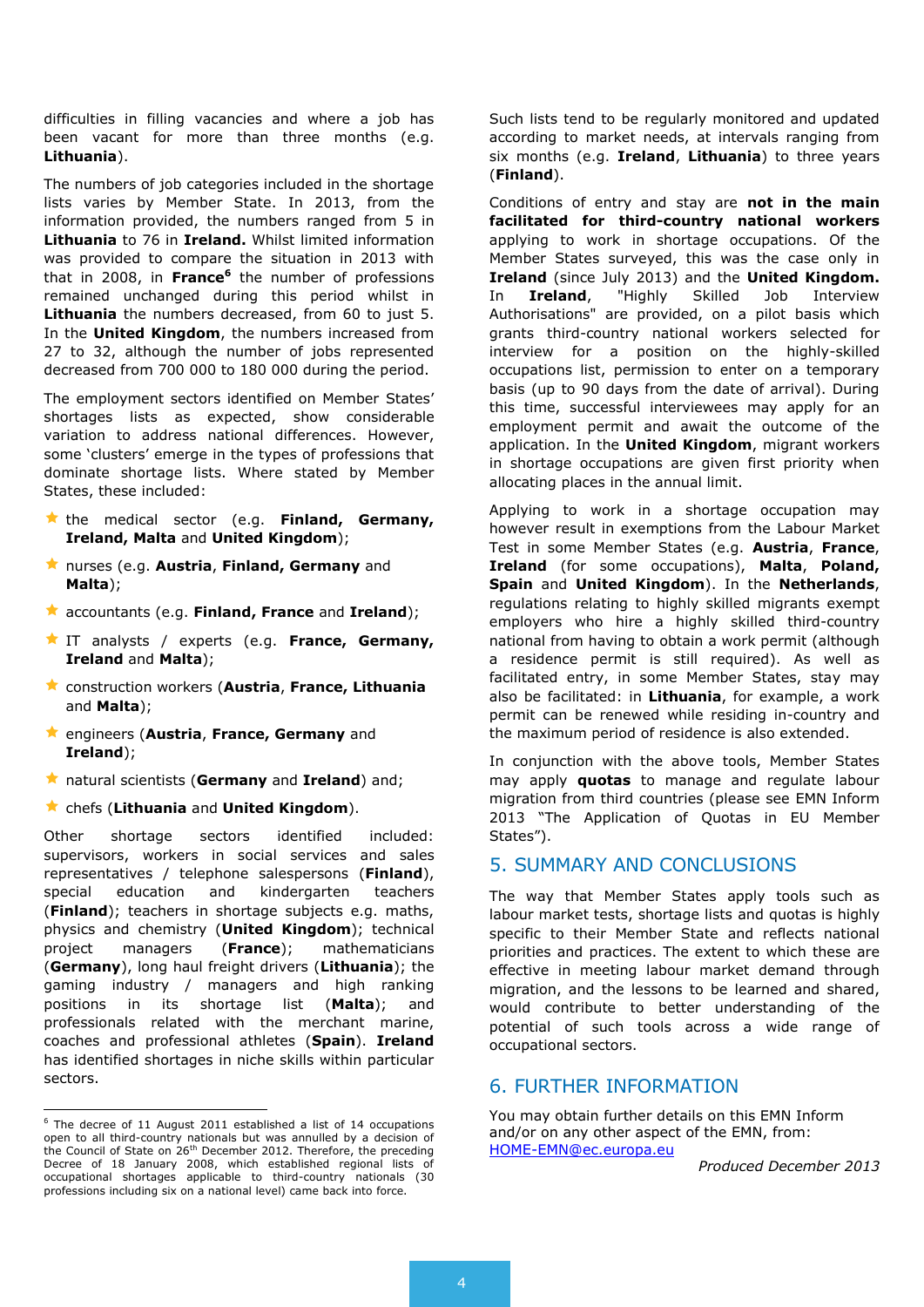difficulties in filling vacancies and where a job has been vacant for more than three months (e.g. **Lithuania**).

The numbers of job categories included in the shortage lists varies by Member State. In 2013, from the information provided, the numbers ranged from 5 in **Lithuania** to 76 in **Ireland.** Whilst limited information was provided to compare the situation in 2013 with that in 2008, in **France**[6] the number of professions remained unchanged during this period whilst in **Lithuania** the numbers decreased, from 60 to just 5. In the **United Kingdom**, the numbers increased from 27 to 32, although the number of jobs represented decreased from 700 000 to 180 000 during the period.

The employment sectors identified on Member States' shortages lists as expected, show considerable variation to address national differences. However, some 'clusters' emerge in the types of professions that dominate shortage lists. Where stated by Member States, these included:

- the medical sector (e.g. **Finland, Germany, Ireland, Malta** and **United Kingdom**);
- nurses (e.g. **Austria**, **Finland, Germany** and **Malta**);
- accountants (e.g. **Finland, France** and **Ireland**);
- IT analysts / experts (e.g. **France, Germany, Ireland** and **Malta**);
- construction workers (**Austria**, **France, Lithuania** and **Malta**);
- engineers (**Austria**, **France, Germany** and **Ireland**);
- natural scientists (**Germany** and **Ireland**) and;
- chefs (**Lithuania** and **United Kingdom**).

Other shortage sectors identified included: supervisors, workers in social services and sales representatives / telephone salespersons (**Finland**), special education and kindergarten teachers (**Finland**); teachers in shortage subjects e.g. maths, physics and chemistry (**United Kingdom**); technical project managers (**France**); mathematicians (**Germany**), long haul freight drivers (**Lithuania**); the gaming industry / managers and high ranking positions in its shortage list (**Malta**); and professionals related with the merchant marine, coaches and professional athletes (**Spain**). **Ireland** has identified shortages in niche skills within particular sectors.

Such lists tend to be regularly monitored and updated according to market needs, at intervals ranging from six months (e.g. **Ireland**, **Lithuania**) to three years (**Finland**).

Conditions of entry and stay are **not in the main facilitated for third-country national workers** applying to work in shortage occupations. Of the Member States surveyed, this was the case only in **Ireland** (since July 2013) and the **United Kingdom.** In **Ireland**, "Highly Skilled Job Interview Authorisations" are provided, on a pilot basis which grants third-country national workers selected for interview for a position on the highly-skilled occupations list, permission to enter on a temporary basis (up to 90 days from the date of arrival). During this time, successful interviewees may apply for an employment permit and await the outcome of the application. In the **United Kingdom**, migrant workers in shortage occupations are given first priority when allocating places in the annual limit.

Applying to work in a shortage occupation may however result in exemptions from the Labour Market Test in some Member States (e.g. **Austria**, **France**, **Ireland** (for some occupations), **Malta**, **Poland, Spain** and **United Kingdom**). In the **Netherlands**, regulations relating to highly skilled migrants exempt employers who hire a highly skilled third-country national from having to obtain a work permit (although a residence permit is still required). As well as facilitated entry, in some Member States, stay may also be facilitated: in **Lithuania**, for example, a work permit can be renewed while residing in-country and the maximum period of residence is also extended.

In conjunction with the above tools, Member States may apply **quotas** to manage and regulate labour migration from third countries (please see EMN Inform 2013 "The Application of Quotas in EU Member States").

## 5. SUMMARY AND CONCLUSIONS

The way that Member States apply tools such as labour market tests, shortage lists and quotas is highly specific to their Member State and reflects national priorities and practices. The extent to which these are effective in meeting labour market demand through migration, and the lessons to be learned and shared, would contribute to better understanding of the potential of such tools across a wide range of occupational sectors.

## 6. FURTHER INFORMATION

You may obtain further details on this EMN Inform and/or on any other aspect of the EMN, from: HOME-EMN@ec.europa.eu

*Produced December 2013*

[6] The decree of 11 August 2011 established a list of 14 occupations open to all third-country nationals but was annulled by a decision of the Council of State on 26th December 2012. Therefore, the preceding Decree of 18 January 2008, which established regional lists of occupational shortages applicable to third-country nationals (30 professions including six on a national level) came back into force.